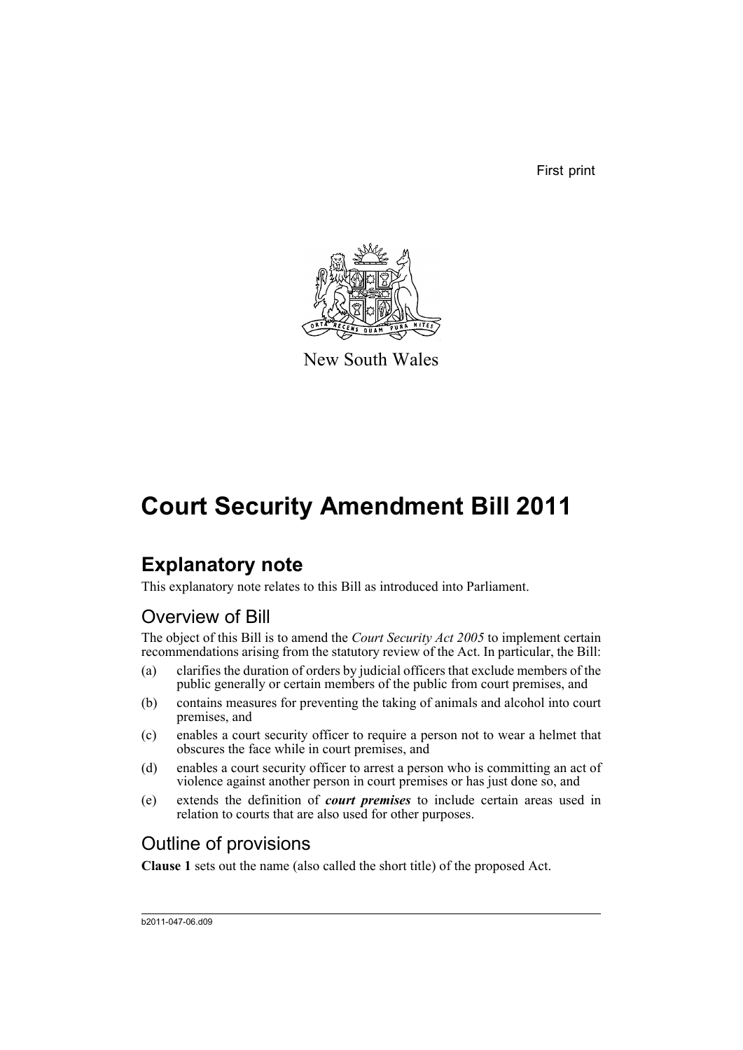First print

New South Wales

# Court Security Amendment Bill 2011

## Explanatory note

This explanatory note relates to this Bill as introduced into Parliament.

### Overview of Bill

The object of this Bill is to amend the *Court Security Act 2005* to implement certain recommendations arising from the statutory review of the Act. In particular, the Bill:

(a) clarifies the duration of orders by judicial officers that exclude members of the public generally or certain members of the public from court premises, and

(b) contains measures for preventing the taking of animals and alcohol into court premises, and

(c) enables a court security officer to require a person not to wear a helmet that obscures the face while in court premises, and

(d) enables a court security officer to arrest a person who is committing an act of violence against another person in court premises or has just done so, and

(e) extends the definition of ***court premises*** to include certain areas used in relation to courts that are also used for other purposes.

### Outline of provisions

**Clause 1** sets out the name (also called the short title) of the proposed Act.

b2011-047-06.d09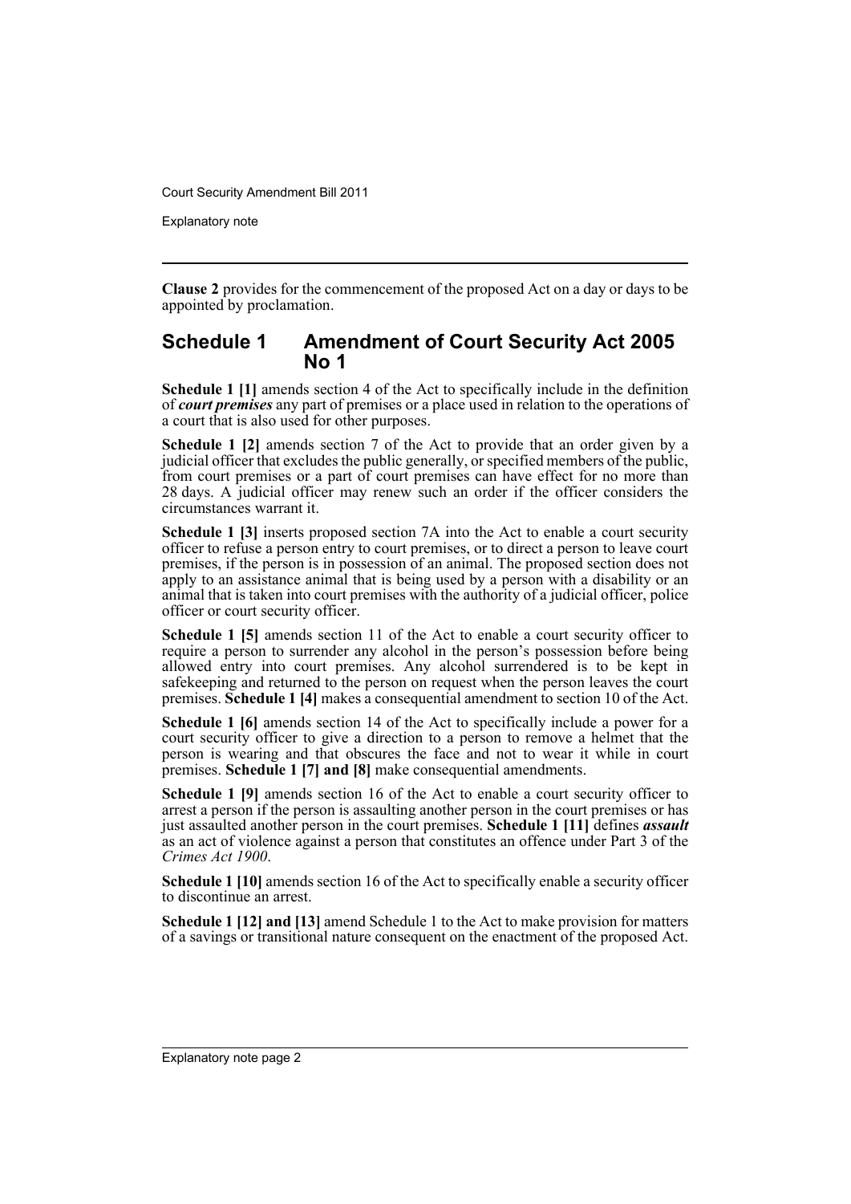**Clause 2** provides for the commencement of the proposed Act on a day or days to be appointed by proclamation.

## Schedule 1 Amendment of Court Security Act 2005 No 1

**Schedule 1 [1]** amends section 4 of the Act to specifically include in the definition of ***court premises*** any part of premises or a place used in relation to the operations of a court that is also used for other purposes.

**Schedule 1 [2]** amends section 7 of the Act to provide that an order given by a judicial officer that excludes the public generally, or specified members of the public, from court premises or a part of court premises can have effect for no more than 28 days. A judicial officer may renew such an order if the officer considers the circumstances warrant it.

**Schedule 1 [3]** inserts proposed section 7A into the Act to enable a court security officer to refuse a person entry to court premises, or to direct a person to leave court premises, if the person is in possession of an animal. The proposed section does not apply to an assistance animal that is being used by a person with a disability or an animal that is taken into court premises with the authority of a judicial officer, police officer or court security officer.

**Schedule 1 [5]** amends section 11 of the Act to enable a court security officer to require a person to surrender any alcohol in the person's possession before being allowed entry into court premises. Any alcohol surrendered is to be kept in safekeeping and returned to the person on request when the person leaves the court premises. **Schedule 1 [4]** makes a consequential amendment to section 10 of the Act.

**Schedule 1 [6]** amends section 14 of the Act to specifically include a power for a court security officer to give a direction to a person to remove a helmet that the person is wearing and that obscures the face and not to wear it while in court premises. **Schedule 1 [7] and [8]** make consequential amendments.

**Schedule 1 [9]** amends section 16 of the Act to enable a court security officer to arrest a person if the person is assaulting another person in the court premises or has just assaulted another person in the court premises. **Schedule 1 [11]** defines ***assault*** as an act of violence against a person that constitutes an offence under Part 3 of the *Crimes Act 1900*.

**Schedule 1 [10]** amends section 16 of the Act to specifically enable a security officer to discontinue an arrest.

**Schedule 1 [12] and [13]** amend Schedule 1 to the Act to make provision for matters of a savings or transitional nature consequent on the enactment of the proposed Act.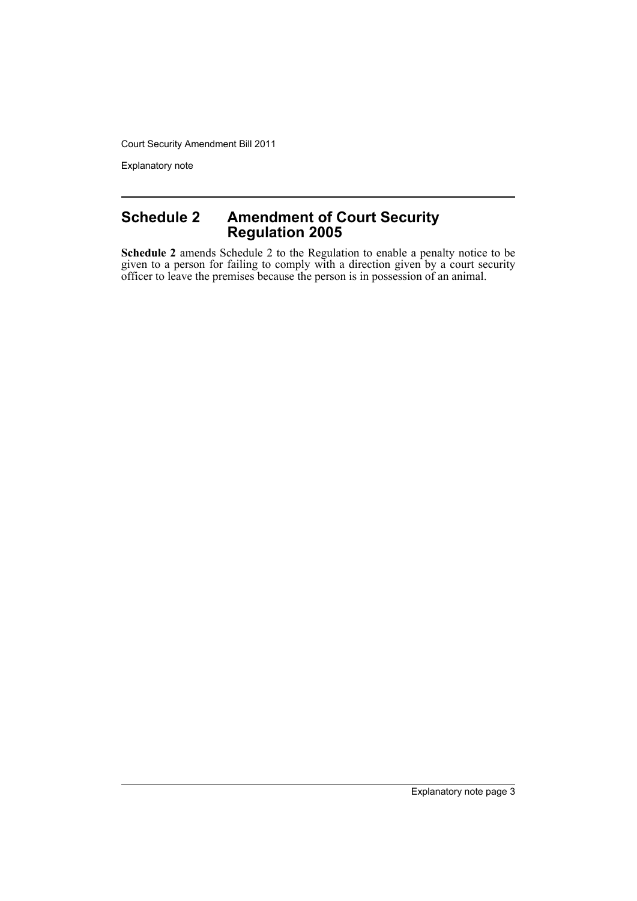## Schedule 2 Amendment of Court Security Regulation 2005

**Schedule 2** amends Schedule 2 to the Regulation to enable a penalty notice to be given to a person for failing to comply with a direction given by a court security officer to leave the premises because the person is in possession of an animal.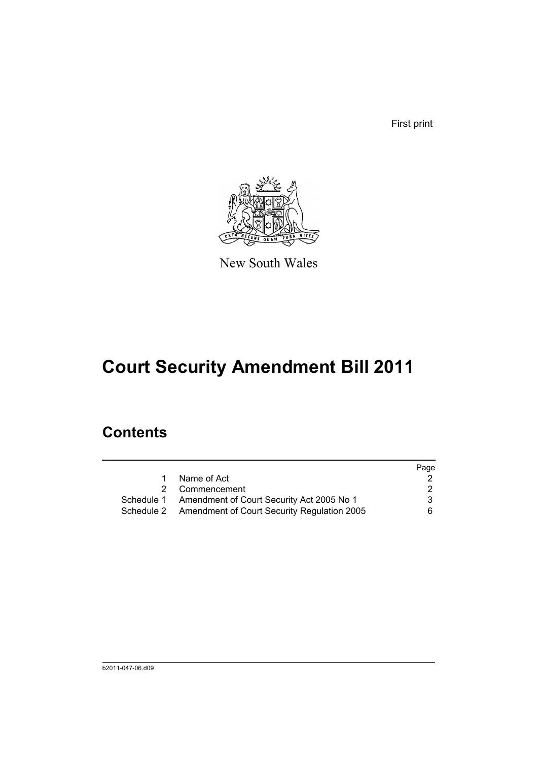First print

New South Wales

# Court Security Amendment Bill 2011

## Contents

| | | Page |
|---|---|---|
| 1 | Name of Act | 2 |
| 2 | Commencement | 2 |
| Schedule 1 | Amendment of Court Security Act 2005 No 1 | 3 |
| Schedule 2 | Amendment of Court Security Regulation 2005 | 6 |

b2011-047-06.d09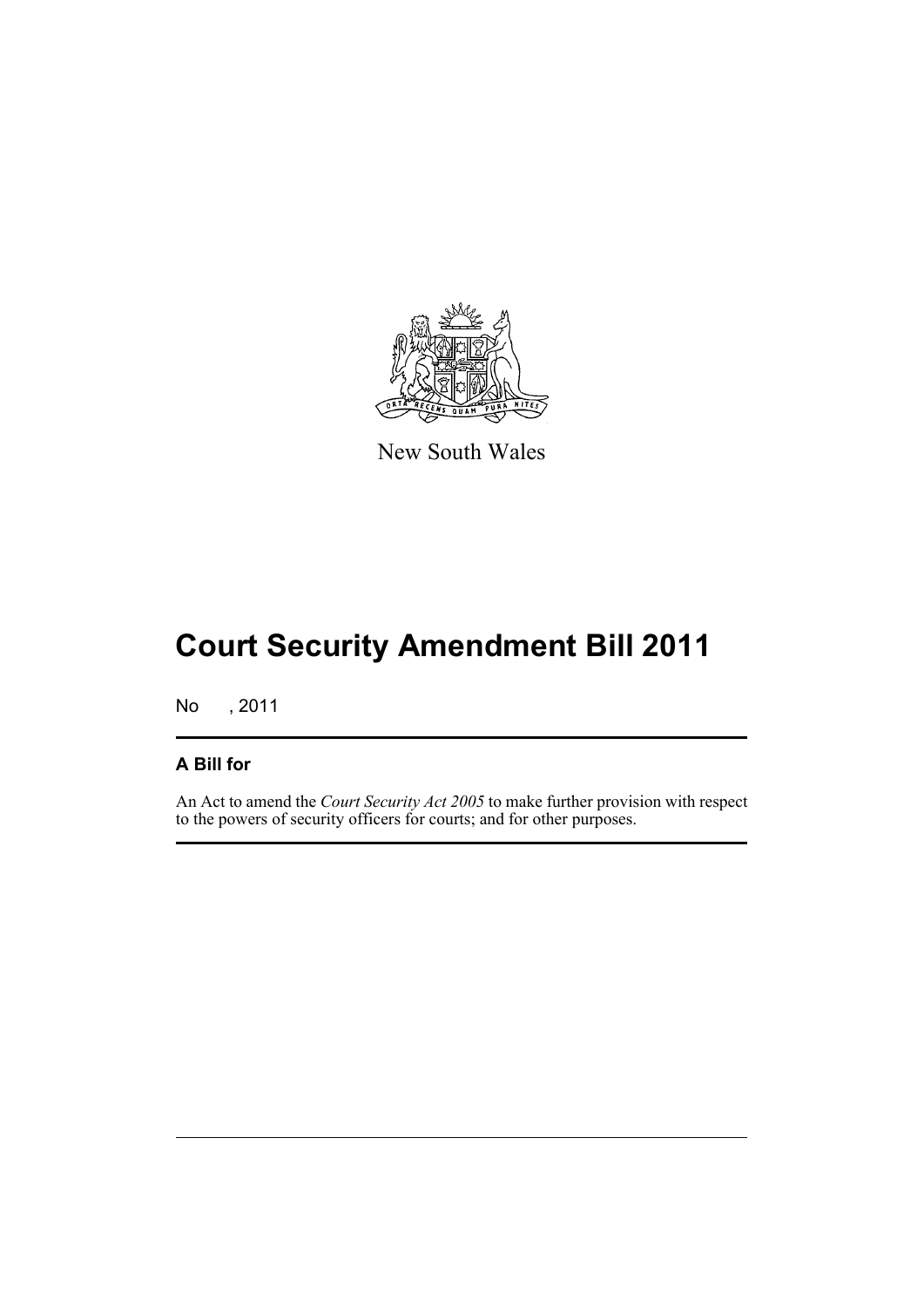New South Wales

# Court Security Amendment Bill 2011

No , 2011

## A Bill for

An Act to amend the *Court Security Act 2005* to make further provision with respect to the powers of security officers for courts; and for other purposes.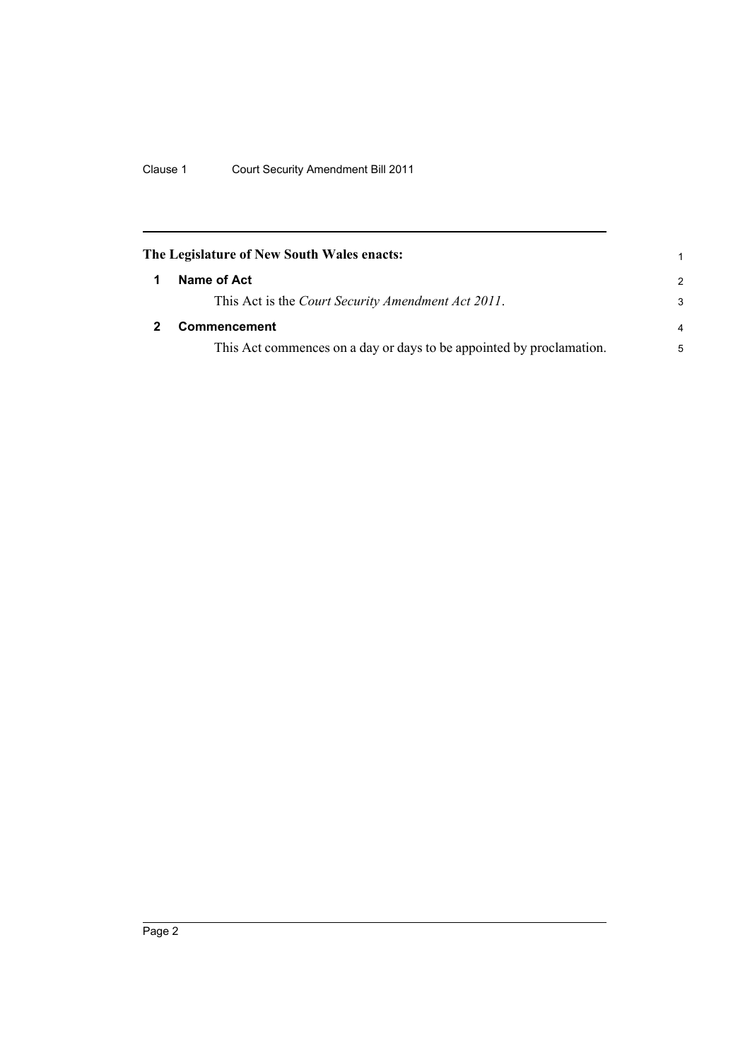**The Legislature of New South Wales enacts:**

## 1 Name of Act

This Act is the *Court Security Amendment Act 2011*.

## 2 Commencement

This Act commences on a day or days to be appointed by proclamation.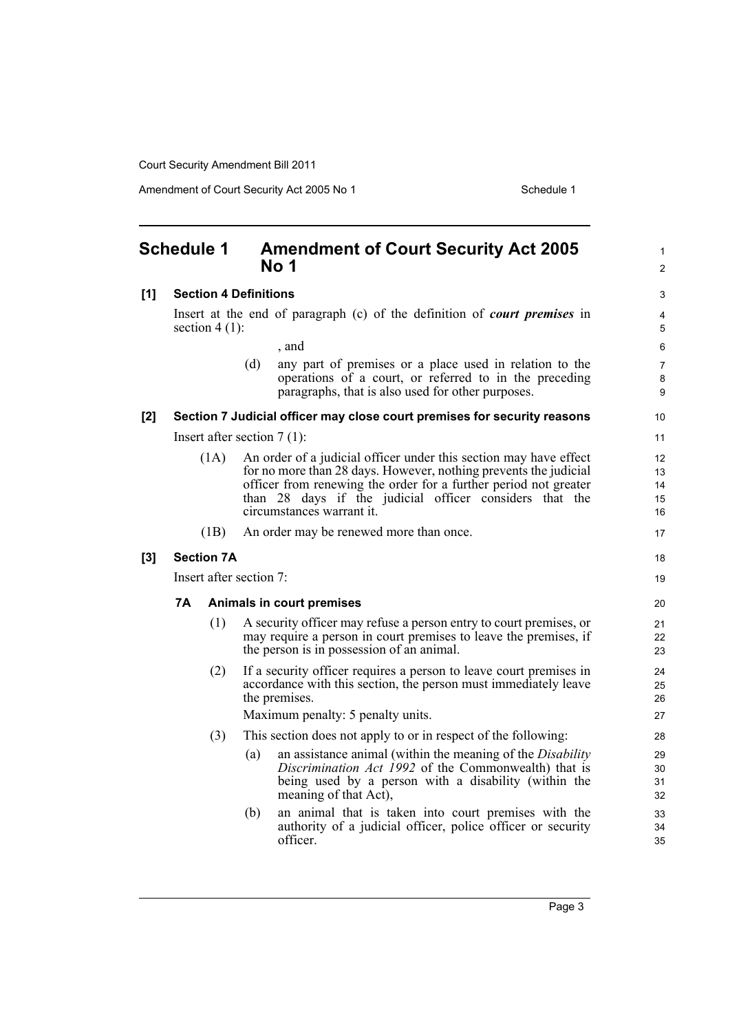# Schedule 1 Amendment of Court Security Act 2005 No 1

**[1] Section 4 Definitions**

Insert at the end of paragraph (c) of the definition of ***court premises*** in section 4 (1):

, and

(d) any part of premises or a place used in relation to the operations of a court, or referred to in the preceding paragraphs, that is also used for other purposes.

**[2] Section 7 Judicial officer may close court premises for security reasons**

Insert after section 7 (1):

(1A) An order of a judicial officer under this section may have effect for no more than 28 days. However, nothing prevents the judicial officer from renewing the order for a further period not greater than 28 days if the judicial officer considers that the circumstances warrant it.

(1B) An order may be renewed more than once.

**[3] Section 7A**

Insert after section 7:

**7A Animals in court premises**

(1) A security officer may refuse a person entry to court premises, or may require a person in court premises to leave the premises, if the person is in possession of an animal.

(2) If a security officer requires a person to leave court premises in accordance with this section, the person must immediately leave the premises.

Maximum penalty: 5 penalty units.

(3) This section does not apply to or in respect of the following:

(a) an assistance animal (within the meaning of the *Disability Discrimination Act 1992* of the Commonwealth) that is being used by a person with a disability (within the meaning of that Act),

(b) an animal that is taken into court premises with the authority of a judicial officer, police officer or security officer.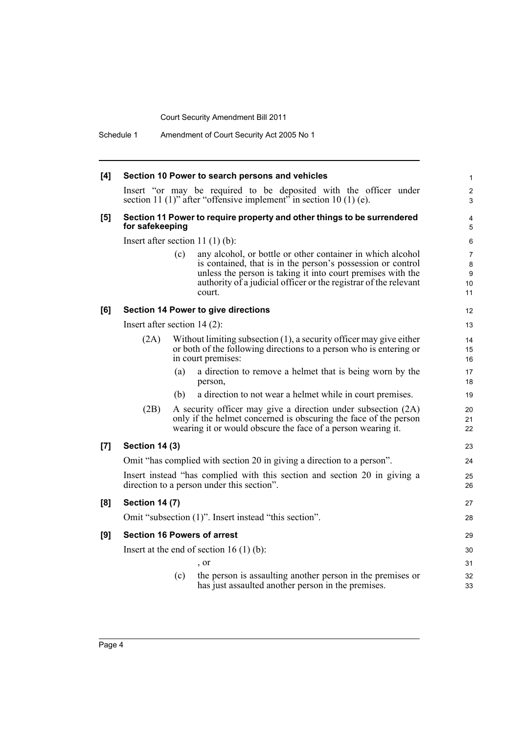**[4] Section 10 Power to search persons and vehicles**

Insert "or may be required to be deposited with the officer under section 11 (1)" after "offensive implement" in section 10 (1) (e).

**[5] Section 11 Power to require property and other things to be surrendered for safekeeping**

Insert after section 11 (1) (b):

> (c) any alcohol, or bottle or other container in which alcohol is contained, that is in the person's possession or control unless the person is taking it into court premises with the authority of a judicial officer or the registrar of the relevant court.

**[6] Section 14 Power to give directions**

Insert after section 14 (2):

> (2A) Without limiting subsection (1), a security officer may give either or both of the following directions to a person who is entering or in court premises:
>
> (a) a direction to remove a helmet that is being worn by the person,
>
> (b) a direction to not wear a helmet while in court premises.
>
> (2B) A security officer may give a direction under subsection (2A) only if the helmet concerned is obscuring the face of the person wearing it or would obscure the face of a person wearing it.

**[7] Section 14 (3)**

Omit "has complied with section 20 in giving a direction to a person".

Insert instead "has complied with this section and section 20 in giving a direction to a person under this section".

**[8] Section 14 (7)**

Omit "subsection (1)". Insert instead "this section".

**[9] Section 16 Powers of arrest**

Insert at the end of section 16 (1) (b):

> , or
>
> (c) the person is assaulting another person in the premises or has just assaulted another person in the premises.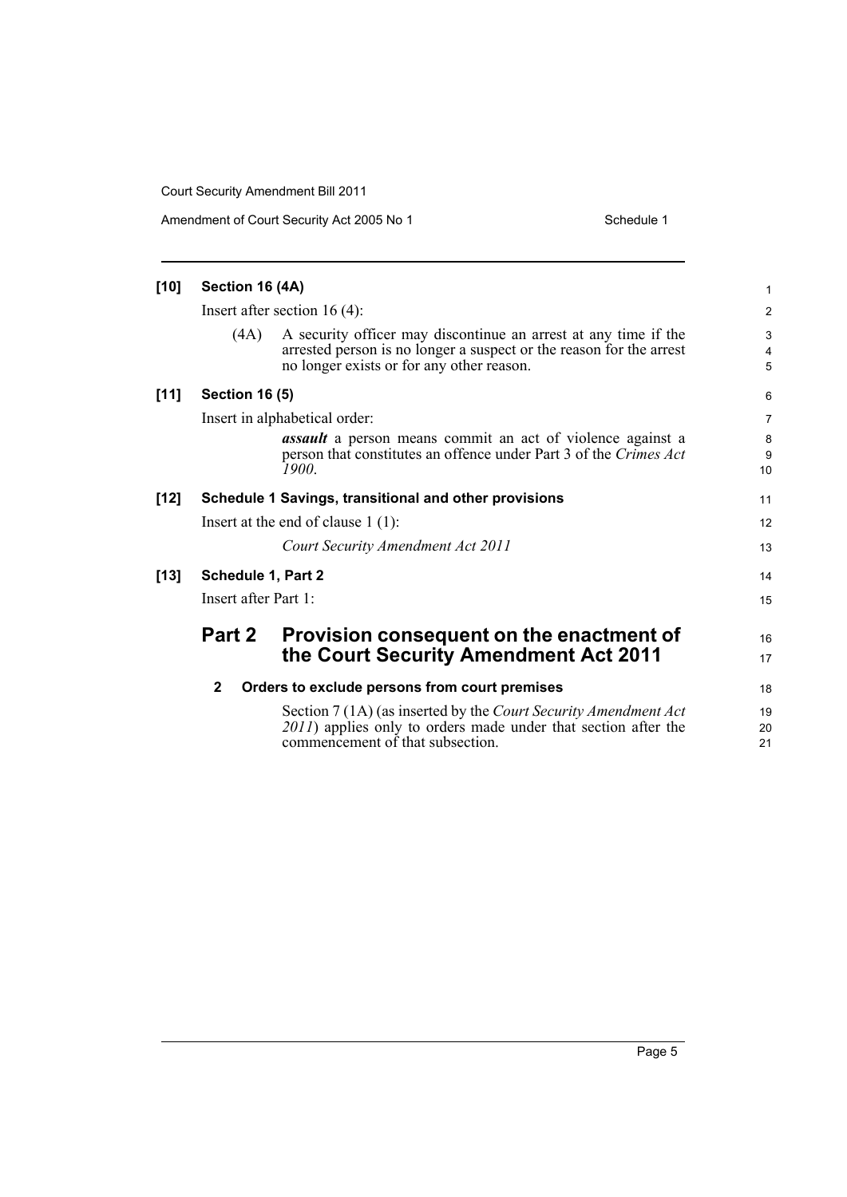**[10] Section 16 (4A)**

Insert after section 16 (4):

(4A) A security officer may discontinue an arrest at any time if the arrested person is no longer a suspect or the reason for the arrest no longer exists or for any other reason.

**[11] Section 16 (5)**

Insert in alphabetical order:

***assault*** a person means commit an act of violence against a person that constitutes an offence under Part 3 of the *Crimes Act 1900*.

**[12] Schedule 1 Savings, transitional and other provisions**

Insert at the end of clause 1 (1):

*Court Security Amendment Act 2011*

**[13] Schedule 1, Part 2**

Insert after Part 1:

## Part 2 Provision consequent on the enactment of the Court Security Amendment Act 2011

**2 Orders to exclude persons from court premises**

Section 7 (1A) (as inserted by the *Court Security Amendment Act 2011*) applies only to orders made under that section after the commencement of that subsection.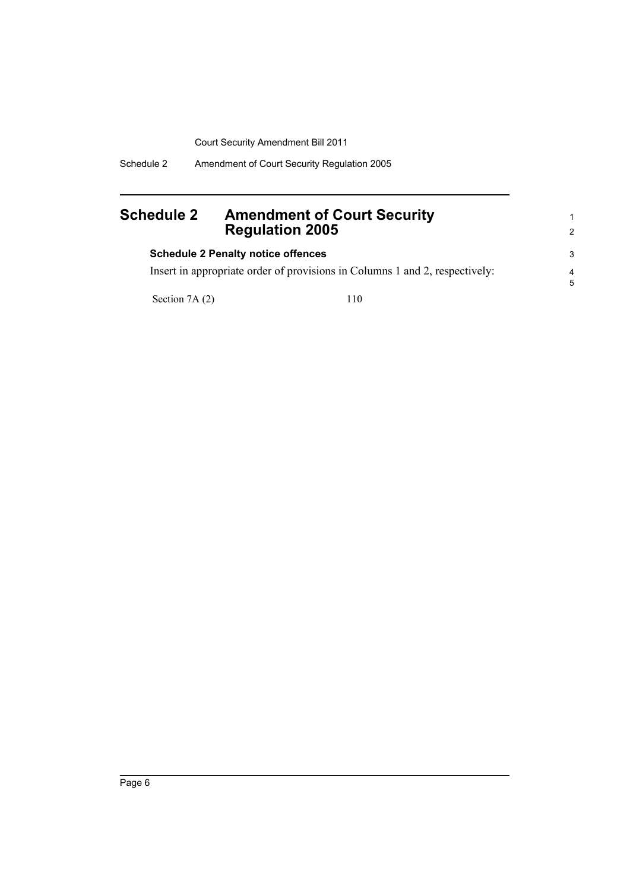# Schedule 2 Amendment of Court Security Regulation 2005

**Schedule 2 Penalty notice offences**

Insert in appropriate order of provisions in Columns 1 and 2, respectively:

| | |
|---|---|
| Section 7A (2) | 110 |